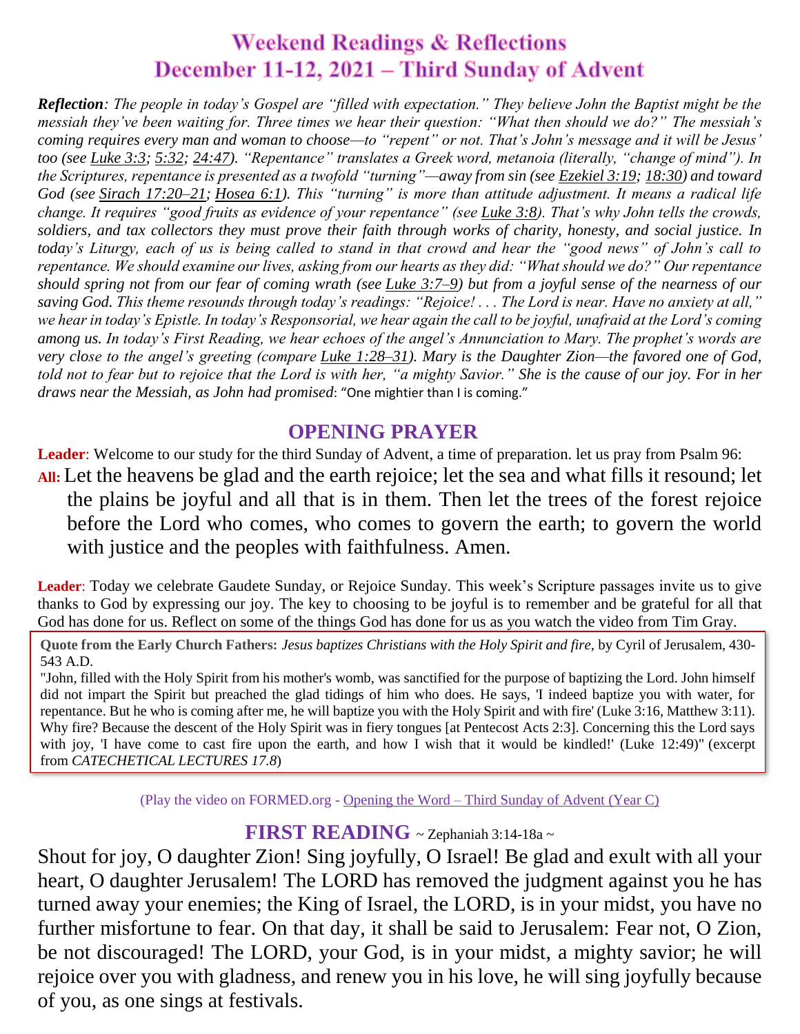# Weekend Readings & Reflections
# December 11-12, 2021 – Third Sunday of Advent

***Reflection**: The people in today's Gospel are "filled with expectation." They believe John the Baptist might be the messiah they've been waiting for. Three times we hear their question: "What then should we do?" The messiah's coming requires every man and woman to choose—to "repent" or not. That's John's message and it will be Jesus' too (see Luke 3:3; 5:32; 24:47). "Repentance" translates a Greek word, metanoia (literally, "change of mind"). In the Scriptures, repentance is presented as a twofold "turning"—away from sin (see Ezekiel 3:19; 18:30) and toward God (see Sirach 17:20–21; Hosea 6:1). This "turning" is more than attitude adjustment. It means a radical life change. It requires "good fruits as evidence of your repentance" (see Luke 3:8). That's why John tells the crowds, soldiers, and tax collectors they must prove their faith through works of charity, honesty, and social justice. In today's Liturgy, each of us is being called to stand in that crowd and hear the "good news" of John's call to repentance. We should examine our lives, asking from our hearts as they did: "What should we do?" Our repentance should spring not from our fear of coming wrath (see Luke 3:7–9) but from a joyful sense of the nearness of our saving God. This theme resounds through today's readings: "Rejoice! . . . The Lord is near. Have no anxiety at all," we hear in today's Epistle. In today's Responsorial, we hear again the call to be joyful, unafraid at the Lord's coming among us. In today's First Reading, we hear echoes of the angel's Annunciation to Mary. The prophet's words are very close to the angel's greeting (compare Luke 1:28–31). Mary is the Daughter Zion—the favored one of God, told not to fear but to rejoice that the Lord is with her, "a mighty Savior." She is the cause of our joy. For in her draws near the Messiah, as John had promised*: "One mightier than I is coming."

## OPENING PRAYER

**Leader**: Welcome to our study for the third Sunday of Advent, a time of preparation. let us pray from Psalm 96:

**All:** Let the heavens be glad and the earth rejoice; let the sea and what fills it resound; let the plains be joyful and all that is in them. Then let the trees of the forest rejoice before the Lord who comes, who comes to govern the earth; to govern the world with justice and the peoples with faithfulness. Amen.

**Leader**: Today we celebrate Gaudete Sunday, or Rejoice Sunday. This week's Scripture passages invite us to give thanks to God by expressing our joy. The key to choosing to be joyful is to remember and be grateful for all that God has done for us. Reflect on some of the things God has done for us as you watch the video from Tim Gray.

> **Quote from the Early Church Fathers:** *Jesus baptizes Christians with the Holy Spirit and fire,* by Cyril of Jerusalem, 430-543 A.D.
>
> "John, filled with the Holy Spirit from his mother's womb, was sanctified for the purpose of baptizing the Lord. John himself did not impart the Spirit but preached the glad tidings of him who does. He says, 'I indeed baptize you with water, for repentance. But he who is coming after me, he will baptize you with the Holy Spirit and with fire' (Luke 3:16, Matthew 3:11). Why fire? Because the descent of the Holy Spirit was in fiery tongues [at Pentecost Acts 2:3]. Concerning this the Lord says with joy, 'I have come to cast fire upon the earth, and how I wish that it would be kindled!' (Luke 12:49)" (excerpt from *CATECHETICAL LECTURES 17.8*)

(Play the video on FORMED.org - Opening the Word – Third Sunday of Advent (Year C)

## FIRST READING ~ Zephaniah 3:14-18a ~

Shout for joy, O daughter Zion! Sing joyfully, O Israel! Be glad and exult with all your heart, O daughter Jerusalem! The LORD has removed the judgment against you he has turned away your enemies; the King of Israel, the LORD, is in your midst, you have no further misfortune to fear. On that day, it shall be said to Jerusalem: Fear not, O Zion, be not discouraged! The LORD, your God, is in your midst, a mighty savior; he will rejoice over you with gladness, and renew you in his love, he will sing joyfully because of you, as one sings at festivals.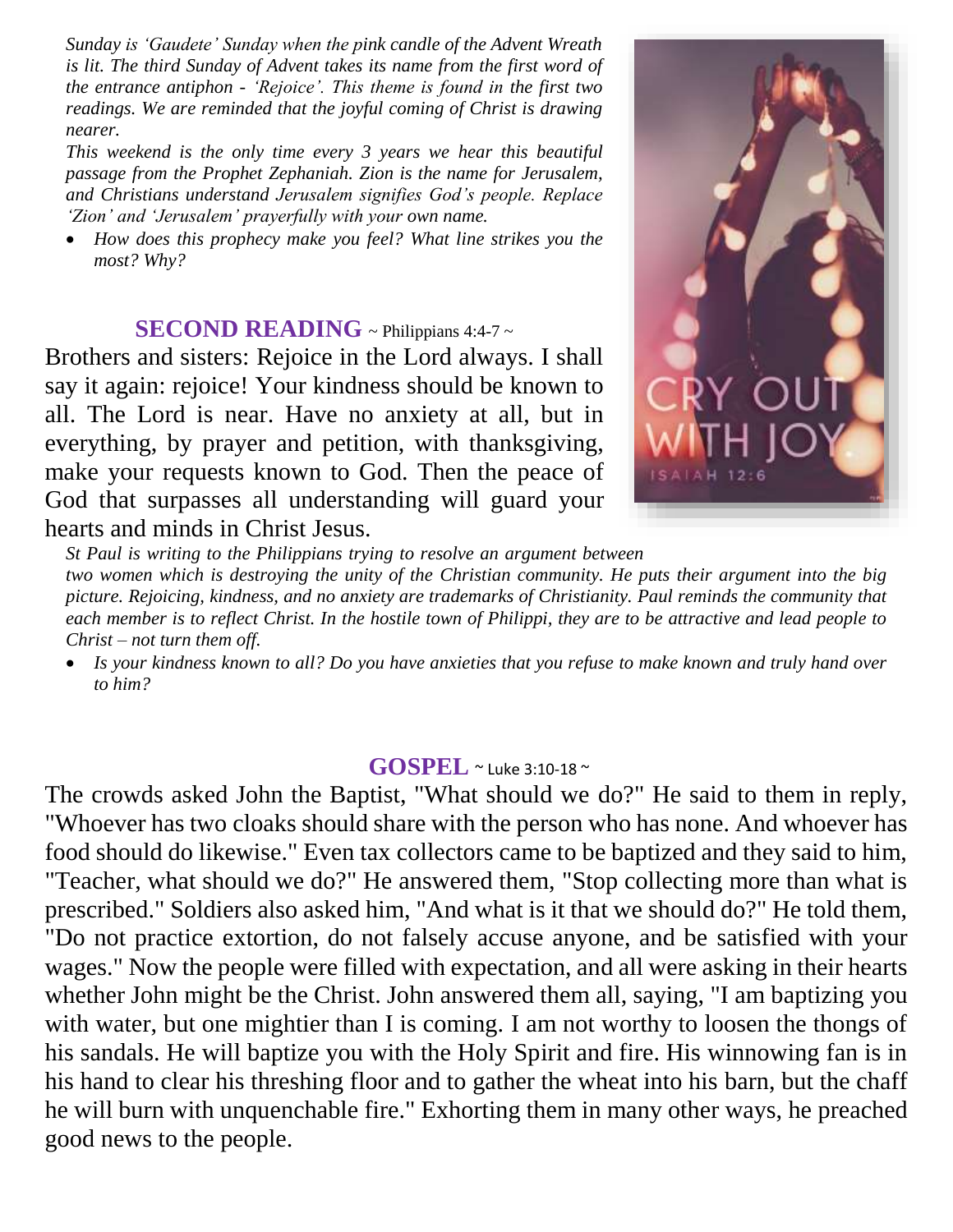*Sunday is 'Gaudete' Sunday when the pink candle of the Advent Wreath is lit. The third Sunday of Advent takes its name from the first word of the entrance antiphon - 'Rejoice'. This theme is found in the first two readings. We are reminded that the joyful coming of Christ is drawing nearer.*

*This weekend is the only time every 3 years we hear this beautiful passage from the Prophet Zephaniah. Zion is the name for Jerusalem, and Christians understand Jerusalem signifies God's people. Replace 'Zion' and 'Jerusalem' prayerfully with your own name.*

- *How does this prophecy make you feel? What line strikes you the most? Why?*

## SECOND READING ~ Philippians 4:4-7 ~

Brothers and sisters: Rejoice in the Lord always. I shall say it again: rejoice! Your kindness should be known to all. The Lord is near. Have no anxiety at all, but in everything, by prayer and petition, with thanksgiving, make your requests known to God. Then the peace of God that surpasses all understanding will guard your hearts and minds in Christ Jesus.

*St Paul is writing to the Philippians trying to resolve an argument between two women which is destroying the unity of the Christian community. He puts their argument into the big picture. Rejoicing, kindness, and no anxiety are trademarks of Christianity. Paul reminds the community that each member is to reflect Christ. In the hostile town of Philippi, they are to be attractive and lead people to Christ – not turn them off.*

- *Is your kindness known to all? Do you have anxieties that you refuse to make known and truly hand over to him?*

## GOSPEL ~ Luke 3:10-18 ~

The crowds asked John the Baptist, "What should we do?" He said to them in reply, "Whoever has two cloaks should share with the person who has none. And whoever has food should do likewise." Even tax collectors came to be baptized and they said to him, "Teacher, what should we do?" He answered them, "Stop collecting more than what is prescribed." Soldiers also asked him, "And what is it that we should do?" He told them, "Do not practice extortion, do not falsely accuse anyone, and be satisfied with your wages." Now the people were filled with expectation, and all were asking in their hearts whether John might be the Christ. John answered them all, saying, "I am baptizing you with water, but one mightier than I is coming. I am not worthy to loosen the thongs of his sandals. He will baptize you with the Holy Spirit and fire. His winnowing fan is in his hand to clear his threshing floor and to gather the wheat into his barn, but the chaff he will burn with unquenchable fire." Exhorting them in many other ways, he preached good news to the people.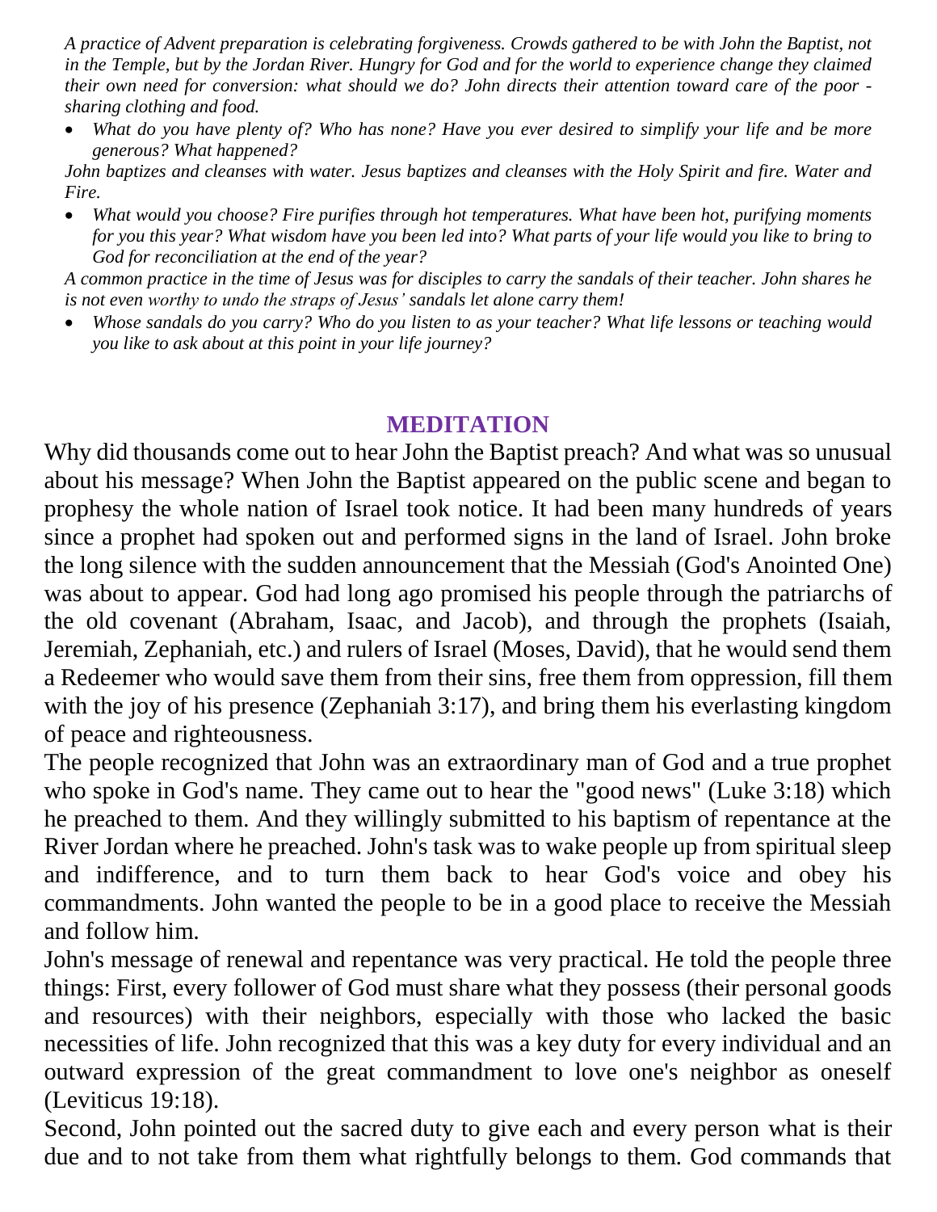*A practice of Advent preparation is celebrating forgiveness. Crowds gathered to be with John the Baptist, not in the Temple, but by the Jordan River. Hungry for God and for the world to experience change they claimed their own need for conversion: what should we do? John directs their attention toward care of the poor - sharing clothing and food.*

- *What do you have plenty of? Who has none? Have you ever desired to simplify your life and be more generous? What happened?*

*John baptizes and cleanses with water. Jesus baptizes and cleanses with the Holy Spirit and fire. Water and Fire.*

- *What would you choose? Fire purifies through hot temperatures. What have been hot, purifying moments for you this year? What wisdom have you been led into? What parts of your life would you like to bring to God for reconciliation at the end of the year?*

*A common practice in the time of Jesus was for disciples to carry the sandals of their teacher. John shares he is not even worthy to undo the straps of Jesus' sandals let alone carry them!*

- *Whose sandals do you carry? Who do you listen to as your teacher? What life lessons or teaching would you like to ask about at this point in your life journey?*

## MEDITATION

Why did thousands come out to hear John the Baptist preach? And what was so unusual about his message? When John the Baptist appeared on the public scene and began to prophesy the whole nation of Israel took notice. It had been many hundreds of years since a prophet had spoken out and performed signs in the land of Israel. John broke the long silence with the sudden announcement that the Messiah (God's Anointed One) was about to appear. God had long ago promised his people through the patriarchs of the old covenant (Abraham, Isaac, and Jacob), and through the prophets (Isaiah, Jeremiah, Zephaniah, etc.) and rulers of Israel (Moses, David), that he would send them a Redeemer who would save them from their sins, free them from oppression, fill them with the joy of his presence (Zephaniah 3:17), and bring them his everlasting kingdom of peace and righteousness.

The people recognized that John was an extraordinary man of God and a true prophet who spoke in God's name. They came out to hear the "good news" (Luke 3:18) which he preached to them. And they willingly submitted to his baptism of repentance at the River Jordan where he preached. John's task was to wake people up from spiritual sleep and indifference, and to turn them back to hear God's voice and obey his commandments. John wanted the people to be in a good place to receive the Messiah and follow him.

John's message of renewal and repentance was very practical. He told the people three things: First, every follower of God must share what they possess (their personal goods and resources) with their neighbors, especially with those who lacked the basic necessities of life. John recognized that this was a key duty for every individual and an outward expression of the great commandment to love one's neighbor as oneself (Leviticus 19:18).

Second, John pointed out the sacred duty to give each and every person what is their due and to not take from them what rightfully belongs to them. God commands that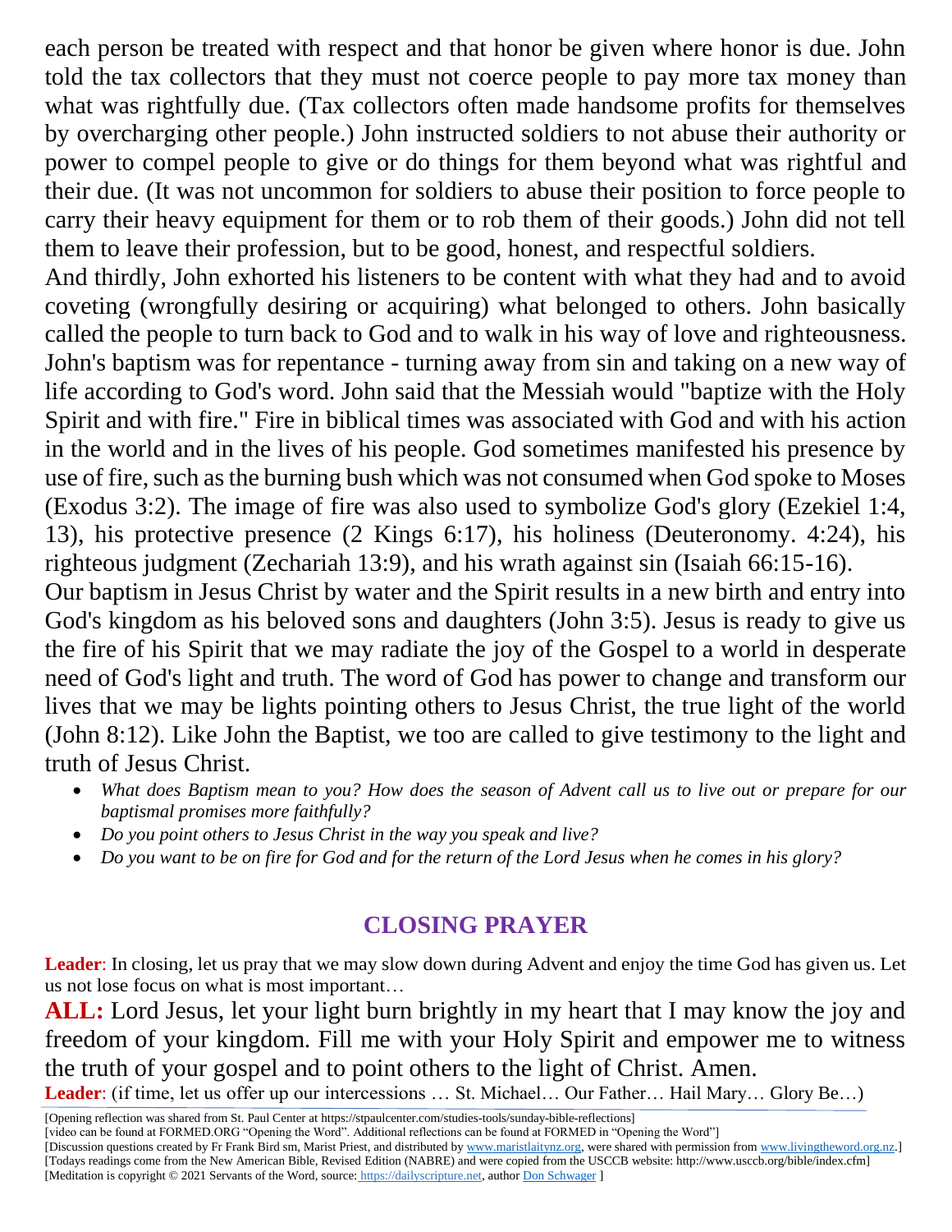each person be treated with respect and that honor be given where honor is due. John told the tax collectors that they must not coerce people to pay more tax money than what was rightfully due. (Tax collectors often made handsome profits for themselves by overcharging other people.) John instructed soldiers to not abuse their authority or power to compel people to give or do things for them beyond what was rightful and their due. (It was not uncommon for soldiers to abuse their position to force people to carry their heavy equipment for them or to rob them of their goods.) John did not tell them to leave their profession, but to be good, honest, and respectful soldiers.

And thirdly, John exhorted his listeners to be content with what they had and to avoid coveting (wrongfully desiring or acquiring) what belonged to others. John basically called the people to turn back to God and to walk in his way of love and righteousness. John's baptism was for repentance - turning away from sin and taking on a new way of life according to God's word. John said that the Messiah would "baptize with the Holy Spirit and with fire." Fire in biblical times was associated with God and with his action in the world and in the lives of his people. God sometimes manifested his presence by use of fire, such as the burning bush which was not consumed when God spoke to Moses (Exodus 3:2). The image of fire was also used to symbolize God's glory (Ezekiel 1:4, 13), his protective presence (2 Kings 6:17), his holiness (Deuteronomy. 4:24), his righteous judgment (Zechariah 13:9), and his wrath against sin (Isaiah 66:15-16).

Our baptism in Jesus Christ by water and the Spirit results in a new birth and entry into God's kingdom as his beloved sons and daughters (John 3:5). Jesus is ready to give us the fire of his Spirit that we may radiate the joy of the Gospel to a world in desperate need of God's light and truth. The word of God has power to change and transform our lives that we may be lights pointing others to Jesus Christ, the true light of the world (John 8:12). Like John the Baptist, we too are called to give testimony to the light and truth of Jesus Christ.

- *What does Baptism mean to you? How does the season of Advent call us to live out or prepare for our baptismal promises more faithfully?*
- *Do you point others to Jesus Christ in the way you speak and live?*
- *Do you want to be on fire for God and for the return of the Lord Jesus when he comes in his glory?*

## CLOSING PRAYER

**Leader**: In closing, let us pray that we may slow down during Advent and enjoy the time God has given us. Let us not lose focus on what is most important…

**ALL:** Lord Jesus, let your light burn brightly in my heart that I may know the joy and freedom of your kingdom. Fill me with your Holy Spirit and empower me to witness the truth of your gospel and to point others to the light of Christ. Amen.

**Leader**: (if time, let us offer up our intercessions … St. Michael… Our Father… Hail Mary… Glory Be…)

[Opening reflection was shared from St. Paul Center at https://stpaulcenter.com/studies-tools/sunday-bible-reflections]
[video can be found at FORMED.ORG "Opening the Word". Additional reflections can be found at FORMED in "Opening the Word"]
[Discussion questions created by Fr Frank Bird sm, Marist Priest, and distributed by www.maristlaitynz.org, were shared with permission from www.livingtheword.org.nz.]
[Todays readings come from the New American Bible, Revised Edition (NABRE) and were copied from the USCCB website: http://www.usccb.org/bible/index.cfm]
[Meditation is copyright © 2021 Servants of the Word, source: https://dailyscripture.net, author Don Schwager ]